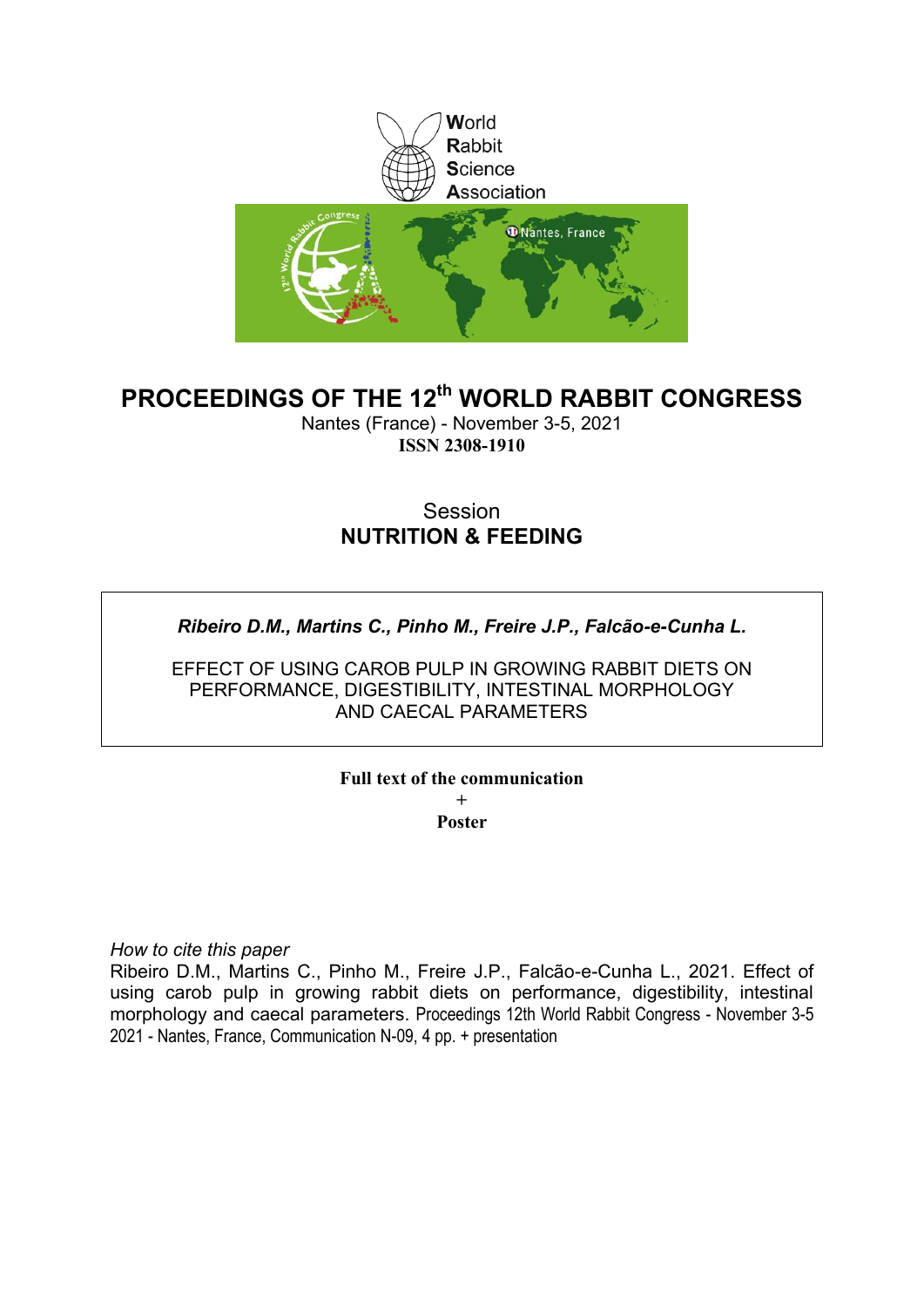World
Rabbit
Science
Association

# PROCEEDINGS OF THE 12th WORLD RABBIT CONGRESS

Nantes (France) - November 3-5, 2021

**ISSN 2308-1910**

Session

**NUTRITION & FEEDING**

***Ribeiro D.M., Martins C., Pinho M., Freire J.P., Falcão-e-Cunha L.***

EFFECT OF USING CAROB PULP IN GROWING RABBIT DIETS ON PERFORMANCE, DIGESTIBILITY, INTESTINAL MORPHOLOGY AND CAECAL PARAMETERS

**Full text of the communication**

**+**

**Poster**

*How to cite this paper*

Ribeiro D.M., Martins C., Pinho M., Freire J.P., Falcão-e-Cunha L., 2021. Effect of using carob pulp in growing rabbit diets on performance, digestibility, intestinal morphology and caecal parameters. Proceedings 12th World Rabbit Congress - November 3-5 2021 - Nantes, France, Communication N-09, 4 pp. + presentation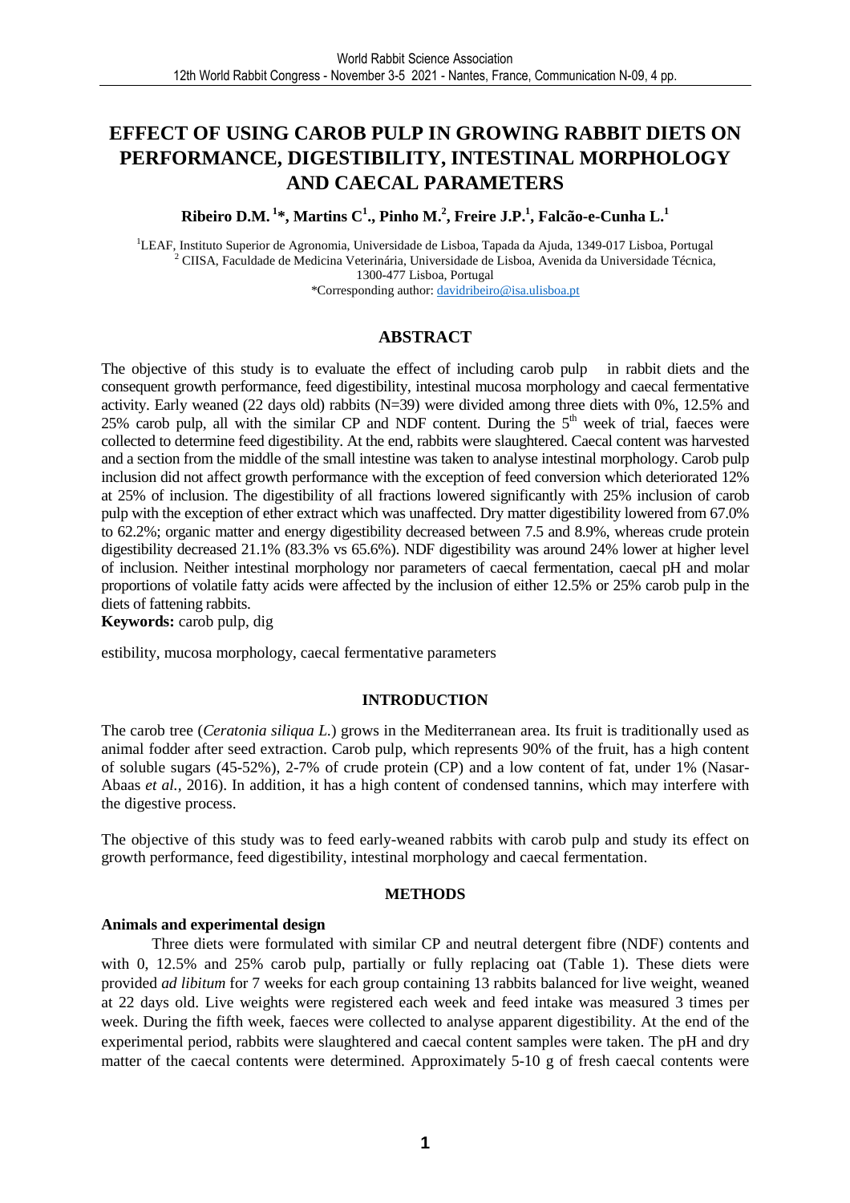# EFFECT OF USING CAROB PULP IN GROWING RABBIT DIETS ON PERFORMANCE, DIGESTIBILITY, INTESTINAL MORPHOLOGY AND CAECAL PARAMETERS

**Ribeiro D.M.[1]\*, Martins C[1]., Pinho M.[2], Freire J.P.[1], Falcão-e-Cunha L.[1]**

[1]LEAF, Instituto Superior de Agronomia, Universidade de Lisboa, Tapada da Ajuda, 1349-017 Lisboa, Portugal
[2] CIISA, Faculdade de Medicina Veterinária, Universidade de Lisboa, Avenida da Universidade Técnica, 1300-477 Lisboa, Portugal
\*Corresponding author: davidribeiro@isa.ulisboa.pt

## ABSTRACT

The objective of this study is to evaluate the effect of including carob pulp in rabbit diets and the consequent growth performance, feed digestibility, intestinal mucosa morphology and caecal fermentative activity. Early weaned (22 days old) rabbits (N=39) were divided among three diets with 0%, 12.5% and 25% carob pulp, all with the similar CP and NDF content. During the 5[th] week of trial, faeces were collected to determine feed digestibility. At the end, rabbits were slaughtered. Caecal content was harvested and a section from the middle of the small intestine was taken to analyse intestinal morphology. Carob pulp inclusion did not affect growth performance with the exception of feed conversion which deteriorated 12% at 25% of inclusion. The digestibility of all fractions lowered significantly with 25% inclusion of carob pulp with the exception of ether extract which was unaffected. Dry matter digestibility lowered from 67.0% to 62.2%; organic matter and energy digestibility decreased between 7.5 and 8.9%, whereas crude protein digestibility decreased 21.1% (83.3% vs 65.6%). NDF digestibility was around 24% lower at higher level of inclusion. Neither intestinal morphology nor parameters of caecal fermentation, caecal pH and molar proportions of volatile fatty acids were affected by the inclusion of either 12.5% or 25% carob pulp in the diets of fattening rabbits.

**Keywords:** carob pulp, digestibility, mucosa morphology, caecal fermentative parameters

## INTRODUCTION

The carob tree (*Ceratonia siliqua L.*) grows in the Mediterranean area. Its fruit is traditionally used as animal fodder after seed extraction. Carob pulp, which represents 90% of the fruit, has a high content of soluble sugars (45-52%), 2-7% of crude protein (CP) and a low content of fat, under 1% (Nasar-Abaas *et al.,* 2016). In addition, it has a high content of condensed tannins, which may interfere with the digestive process.

The objective of this study was to feed early-weaned rabbits with carob pulp and study its effect on growth performance, feed digestibility, intestinal morphology and caecal fermentation.

## METHODS

### Animals and experimental design

Three diets were formulated with similar CP and neutral detergent fibre (NDF) contents and with 0, 12.5% and 25% carob pulp, partially or fully replacing oat (Table 1). These diets were provided *ad libitum* for 7 weeks for each group containing 13 rabbits balanced for live weight, weaned at 22 days old. Live weights were registered each week and feed intake was measured 3 times per week. During the fifth week, faeces were collected to analyse apparent digestibility. At the end of the experimental period, rabbits were slaughtered and caecal content samples were taken. The pH and dry matter of the caecal contents were determined. Approximately 5-10 g of fresh caecal contents were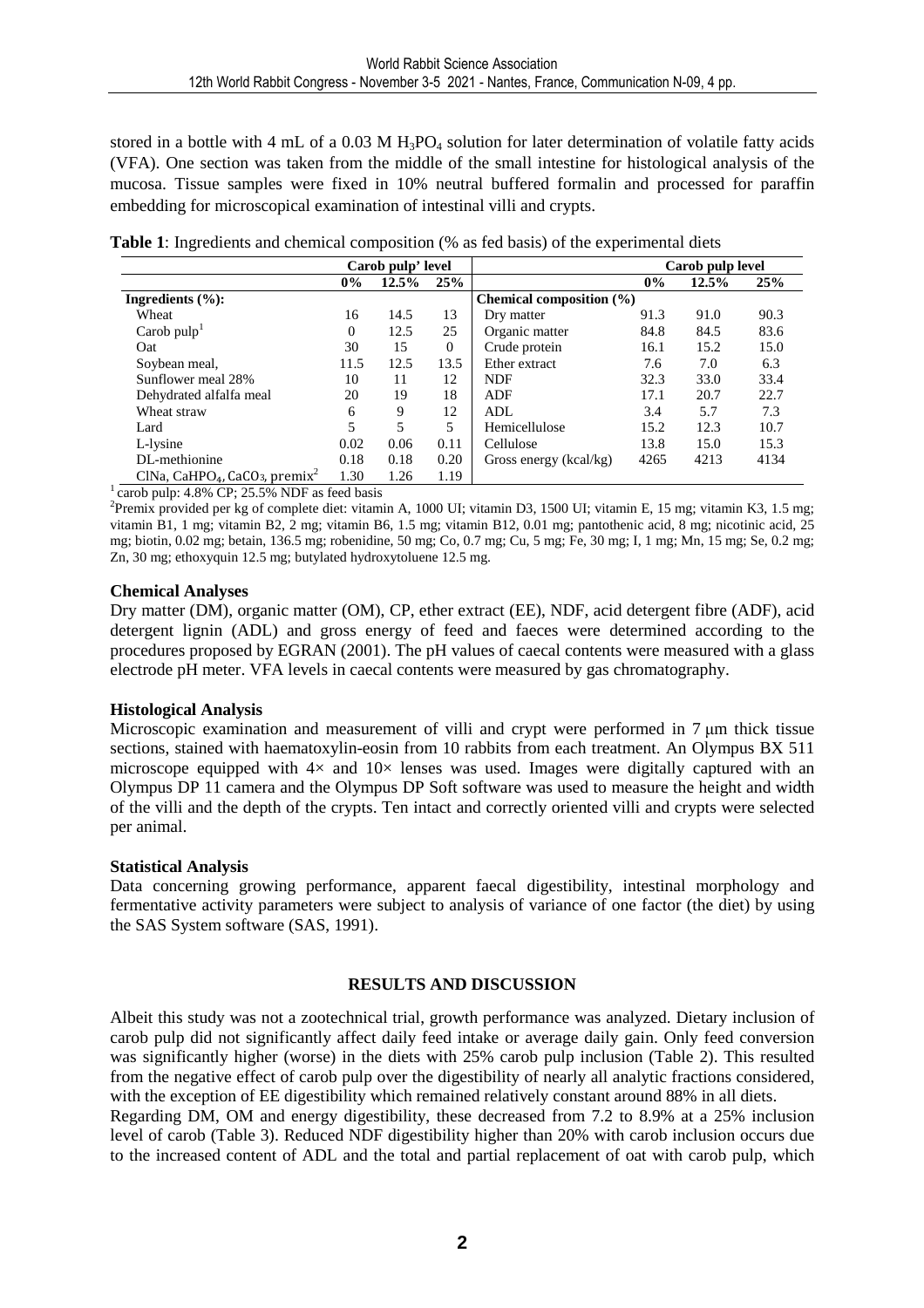stored in a bottle with 4 mL of a 0.03 M $H_3PO_4$ solution for later determination of volatile fatty acids (VFA). One section was taken from the middle of the small intestine for histological analysis of the mucosa. Tissue samples were fixed in 10% neutral buffered formalin and processed for paraffin embedding for microscopical examination of intestinal villi and crypts.

**Table 1**: Ingredients and chemical composition (% as fed basis) of the experimental diets

| | Carob pulp' level | | | | Carob pulp level | | |
|---|---|---|---|---|---|---|---|
| | 0% | 12.5% | 25% | | 0% | 12.5% | 25% |
| **Ingredients (%):** | | | | **Chemical composition (%)** | | | |
| Wheat | 16 | 14.5 | 13 | Dry matter | 91.3 | 91.0 | 90.3 |
| Carob pulp[1] | 0 | 12.5 | 25 | Organic matter | 84.8 | 84.5 | 83.6 |
| Oat | 30 | 15 | 0 | Crude protein | 16.1 | 15.2 | 15.0 |
| Soybean meal, | 11.5 | 12.5 | 13.5 | Ether extract | 7.6 | 7.0 | 6.3 |
| Sunflower meal 28% | 10 | 11 | 12 | NDF | 32.3 | 33.0 | 33.4 |
| Dehydrated alfalfa meal | 20 | 19 | 18 | ADF | 17.1 | 20.7 | 22.7 |
| Wheat straw | 6 | 9 | 12 | ADL | 3.4 | 5.7 | 7.3 |
| Lard | 5 | 5 | 5 | Hemicellulose | 15.2 | 12.3 | 10.7 |
| L-lysine | 0.02 | 0.06 | 0.11 | Cellulose | 13.8 | 15.0 | 15.3 |
| DL-methionine | 0.18 | 0.18 | 0.20 | Gross energy (kcal/kg) | 4265 | 4213 | 4134 |
| ClNa, $CaHPO_4$, $CaCO_3$, premix[2] | 1.30 | 1.26 | 1.19 | | | | |

[1] carob pulp: 4.8% CP; 25.5% NDF as feed basis

[2] Premix provided per kg of complete diet: vitamin A, 1000 UI; vitamin D3, 1500 UI; vitamin E, 15 mg; vitamin K3, 1.5 mg; vitamin B1, 1 mg; vitamin B2, 2 mg; vitamin B6, 1.5 mg; vitamin B12, 0.01 mg; pantothenic acid, 8 mg; nicotinic acid, 25 mg; biotin, 0.02 mg; betain, 136.5 mg; robenidine, 50 mg; Co, 0.7 mg; Cu, 5 mg; Fe, 30 mg; I, 1 mg; Mn, 15 mg; Se, 0.2 mg; Zn, 30 mg; ethoxyquin 12.5 mg; butylated hydroxytoluene 12.5 mg.

### Chemical Analyses

Dry matter (DM), organic matter (OM), CP, ether extract (EE), NDF, acid detergent fibre (ADF), acid detergent lignin (ADL) and gross energy of feed and faeces were determined according to the procedures proposed by EGRAN (2001). The pH values of caecal contents were measured with a glass electrode pH meter. VFA levels in caecal contents were measured by gas chromatography.

### Histological Analysis

Microscopic examination and measurement of villi and crypt were performed in 7 μm thick tissue sections, stained with haematoxylin-eosin from 10 rabbits from each treatment. An Olympus BX 511 microscope equipped with 4× and 10× lenses was used. Images were digitally captured with an Olympus DP 11 camera and the Olympus DP Soft software was used to measure the height and width of the villi and the depth of the crypts. Ten intact and correctly oriented villi and crypts were selected per animal.

### Statistical Analysis

Data concerning growing performance, apparent faecal digestibility, intestinal morphology and fermentative activity parameters were subject to analysis of variance of one factor (the diet) by using the SAS System software (SAS, 1991).

## RESULTS AND DISCUSSION

Albeit this study was not a zootechnical trial, growth performance was analyzed. Dietary inclusion of carob pulp did not significantly affect daily feed intake or average daily gain. Only feed conversion was significantly higher (worse) in the diets with 25% carob pulp inclusion (Table 2). This resulted from the negative effect of carob pulp over the digestibility of nearly all analytic fractions considered, with the exception of EE digestibility which remained relatively constant around 88% in all diets.

Regarding DM, OM and energy digestibility, these decreased from 7.2 to 8.9% at a 25% inclusion level of carob (Table 3). Reduced NDF digestibility higher than 20% with carob inclusion occurs due to the increased content of ADL and the total and partial replacement of oat with carob pulp, which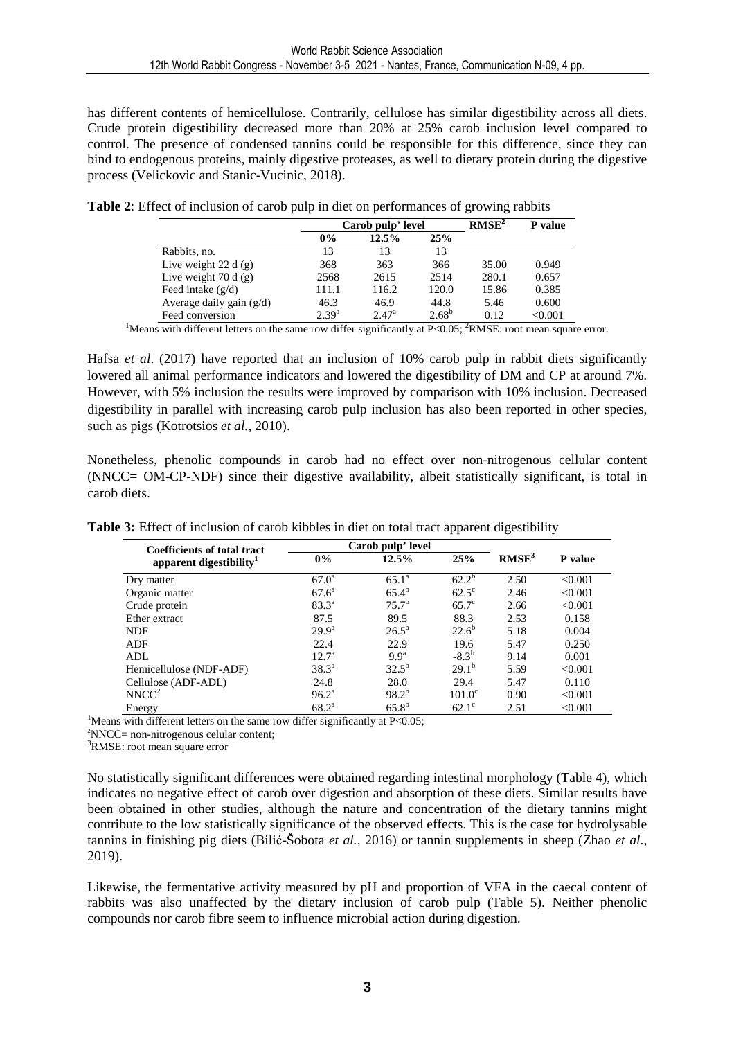has different contents of hemicellulose. Contrarily, cellulose has similar digestibility across all diets. Crude protein digestibility decreased more than 20% at 25% carob inclusion level compared to control. The presence of condensed tannins could be responsible for this difference, since they can bind to endogenous proteins, mainly digestive proteases, as well to dietary protein during the digestive process (Velickovic and Stanic-Vucinic, 2018).

**Table 2**: Effect of inclusion of carob pulp in diet on performances of growing rabbits

| | Carob pulp' level | | | RMSE[2] | P value |
|---|---|---|---|---|---|
| | 0% | 12.5% | 25% | | |
| Rabbits, no. | 13 | 13 | 13 | | |
| Live weight 22 d (g) | 368 | 363 | 366 | 35.00 | 0.949 |
| Live weight 70 d (g) | 2568 | 2615 | 2514 | 280.1 | 0.657 |
| Feed intake (g/d) | 111.1 | 116.2 | 120.0 | 15.86 | 0.385 |
| Average daily gain (g/d) | 46.3 | 46.9 | 44.8 | 5.46 | 0.600 |
| Feed conversion | 2.39[a] | 2.47[a] | 2.68[b] | 0.12 | <0.001 |

[1]Means with different letters on the same row differ significantly at P<0.05; [2]RMSE: root mean square error.

Hafsa *et al*. (2017) have reported that an inclusion of 10% carob pulp in rabbit diets significantly lowered all animal performance indicators and lowered the digestibility of DM and CP at around 7%. However, with 5% inclusion the results were improved by comparison with 10% inclusion. Decreased digestibility in parallel with increasing carob pulp inclusion has also been reported in other species, such as pigs (Kotrotsios *et al.,* 2010).

Nonetheless, phenolic compounds in carob had no effect over non-nitrogenous cellular content (NNCC= OM-CP-NDF) since their digestive availability, albeit statistically significant, is total in carob diets.

**Table 3:** Effect of inclusion of carob kibbles in diet on total tract apparent digestibility

| Coefficients of total tract apparent digestibility[1] | Carob pulp' level | | | RMSE[3] | P value |
|---|---|---|---|---|---|
| | 0% | 12.5% | 25% | | |
| Dry matter | 67.0[a] | 65.1[a] | 62.2[b] | 2.50 | <0.001 |
| Organic matter | 67.6[a] | 65.4[b] | 62.5[c] | 2.46 | <0.001 |
| Crude protein | 83.3[a] | 75.7[b] | 65.7[c] | 2.66 | <0.001 |
| Ether extract | 87.5 | 89.5 | 88.3 | 2.53 | 0.158 |
| NDF | 29.9[a] | 26.5[a] | 22.6[b] | 5.18 | 0.004 |
| ADF | 22.4 | 22.9 | 19.6 | 5.47 | 0.250 |
| ADL | 12.7[a] | 9.9[a] | -8.3[b] | 9.14 | 0.001 |
| Hemicellulose (NDF-ADF) | 38.3[a] | 32.5[b] | 29.1[b] | 5.59 | <0.001 |
| Cellulose (ADF-ADL) | 24.8 | 28.0 | 29.4 | 5.47 | 0.110 |
| NNCC[2] | 96.2[a] | 98.2[b] | 101.0[c] | 0.90 | <0.001 |
| Energy | 68.2[a] | 65.8[b] | 62.1[c] | 2.51 | <0.001 |

[1]Means with different letters on the same row differ significantly at P<0.05;
[2]NNCC= non-nitrogenous celular content;
[3]RMSE: root mean square error

No statistically significant differences were obtained regarding intestinal morphology (Table 4), which indicates no negative effect of carob over digestion and absorption of these diets. Similar results have been obtained in other studies, although the nature and concentration of the dietary tannins might contribute to the low statistically significance of the observed effects. This is the case for hydrolysable tannins in finishing pig diets (Bilić-Šobota *et al.,* 2016) or tannin supplements in sheep (Zhao *et al*., 2019).

Likewise, the fermentative activity measured by pH and proportion of VFA in the caecal content of rabbits was also unaffected by the dietary inclusion of carob pulp (Table 5). Neither phenolic compounds nor carob fibre seem to influence microbial action during digestion.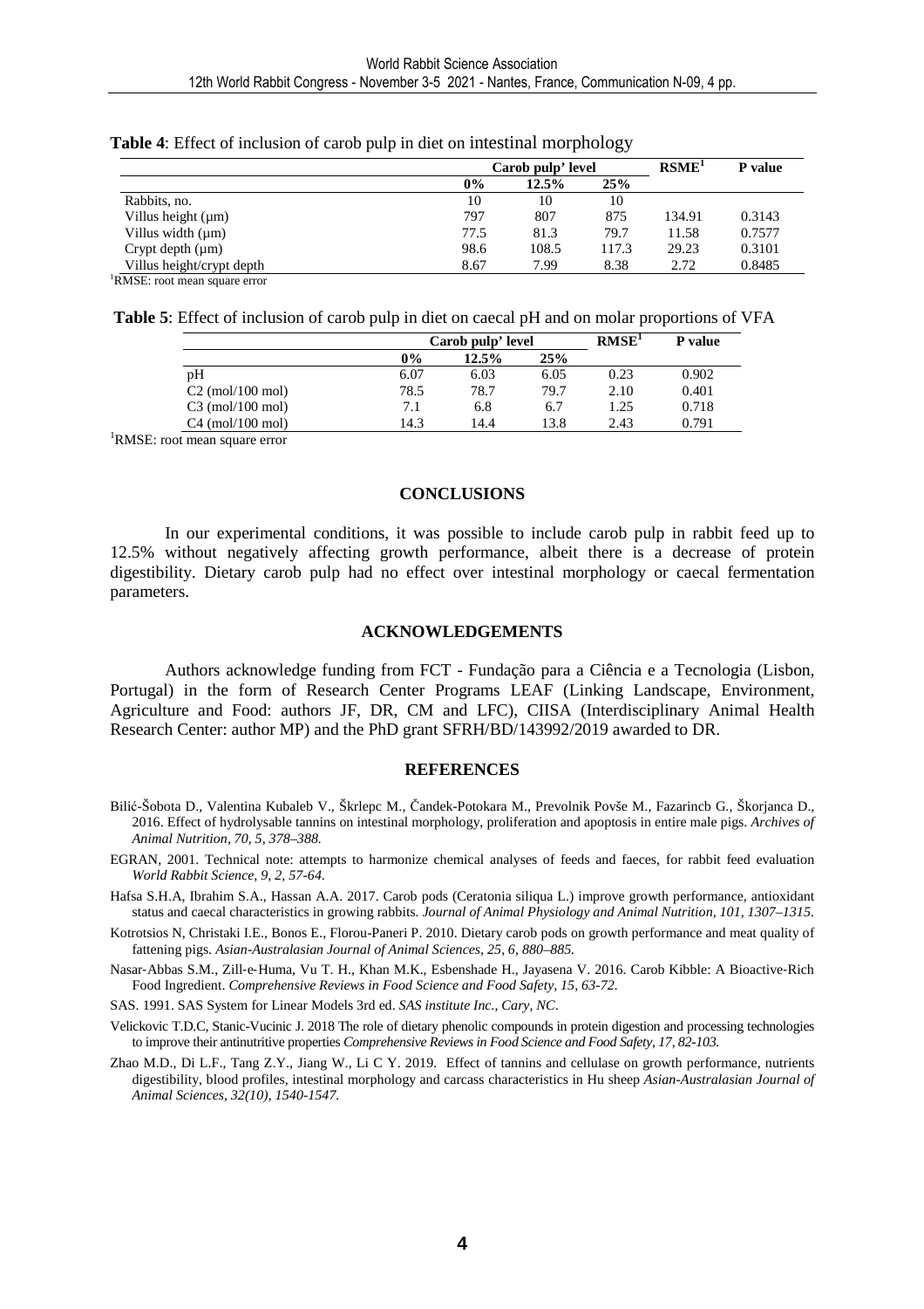**Table 4**: Effect of inclusion of carob pulp in diet on intestinal morphology

| | Carob pulp' level | | | RSME[1] | P value |
|---|---|---|---|---|---|
| | 0% | 12.5% | 25% | | |
| Rabbits, no. | 10 | 10 | 10 | | |
| Villus height (µm) | 797 | 807 | 875 | 134.91 | 0.3143 |
| Villus width (µm) | 77.5 | 81.3 | 79.7 | 11.58 | 0.7577 |
| Crypt depth (µm) | 98.6 | 108.5 | 117.3 | 29.23 | 0.3101 |
| Villus height/crypt depth | 8.67 | 7.99 | 8.38 | 2.72 | 0.8485 |

[1]RMSE: root mean square error

**Table 5**: Effect of inclusion of carob pulp in diet on caecal pH and on molar proportions of VFA

| | Carob pulp' level | | | RMSE[1] | P value |
|---|---|---|---|---|---|
| | 0% | 12.5% | 25% | | |
| pH | 6.07 | 6.03 | 6.05 | 0.23 | 0.902 |
| C2 (mol/100 mol) | 78.5 | 78.7 | 79.7 | 2.10 | 0.401 |
| C3 (mol/100 mol) | 7.1 | 6.8 | 6.7 | 1.25 | 0.718 |
| C4 (mol/100 mol) | 14.3 | 14.4 | 13.8 | 2.43 | 0.791 |

[1]RMSE: root mean square error

## CONCLUSIONS

In our experimental conditions, it was possible to include carob pulp in rabbit feed up to 12.5% without negatively affecting growth performance, albeit there is a decrease of protein digestibility. Dietary carob pulp had no effect over intestinal morphology or caecal fermentation parameters.

## ACKNOWLEDGEMENTS

Authors acknowledge funding from FCT - Fundação para a Ciência e a Tecnologia (Lisbon, Portugal) in the form of Research Center Programs LEAF (Linking Landscape, Environment, Agriculture and Food: authors JF, DR, CM and LFC), CIISA (Interdisciplinary Animal Health Research Center: author MP) and the PhD grant SFRH/BD/143992/2019 awarded to DR.

## REFERENCES

Bilić-Šobota D., Valentina Kubaleb V., Škrlepc M., Čandek-Potokara M., Prevolnik Povše M., Fazarincb G., Škorjanca D., 2016. Effect of hydrolysable tannins on intestinal morphology, proliferation and apoptosis in entire male pigs. *Archives of Animal Nutrition, 70, 5, 378–388.*

EGRAN, 2001. Technical note: attempts to harmonize chemical analyses of feeds and faeces, for rabbit feed evaluation *World Rabbit Science, 9, 2, 57-64.*

Hafsa S.H.A, Ibrahim S.A., Hassan A.A. 2017. Carob pods (Ceratonia siliqua L.) improve growth performance, antioxidant status and caecal characteristics in growing rabbits. *Journal of Animal Physiology and Animal Nutrition, 101, 1307–1315.*

Kotrotsios N, Christaki I.E., Bonos E., Florou-Paneri P. 2010. Dietary carob pods on growth performance and meat quality of fattening pigs. *Asian-Australasian Journal of Animal Sciences, 25, 6, 880–885.*

Nasar-Abbas S.M., Zill-e-Huma, Vu T. H., Khan M.K., Esbenshade H., Jayasena V. 2016. Carob Kibble: A Bioactive-Rich Food Ingredient. *Comprehensive Reviews in Food Science and Food Safety, 15, 63-72.*

SAS. 1991. SAS System for Linear Models 3rd ed. *SAS institute Inc., Cary, NC.*

Velickovic T.D.C, Stanic-Vucinic J. 2018 The role of dietary phenolic compounds in protein digestion and processing technologies to improve their antinutritive properties *Comprehensive Reviews in Food Science and Food Safety, 17, 82-103.*

Zhao M.D., Di L.F., Tang Z.Y., Jiang W., Li C Y. 2019. Effect of tannins and cellulase on growth performance, nutrients digestibility, blood profiles, intestinal morphology and carcass characteristics in Hu sheep *Asian-Australasian Journal of Animal Sciences, 32(10), 1540-1547.*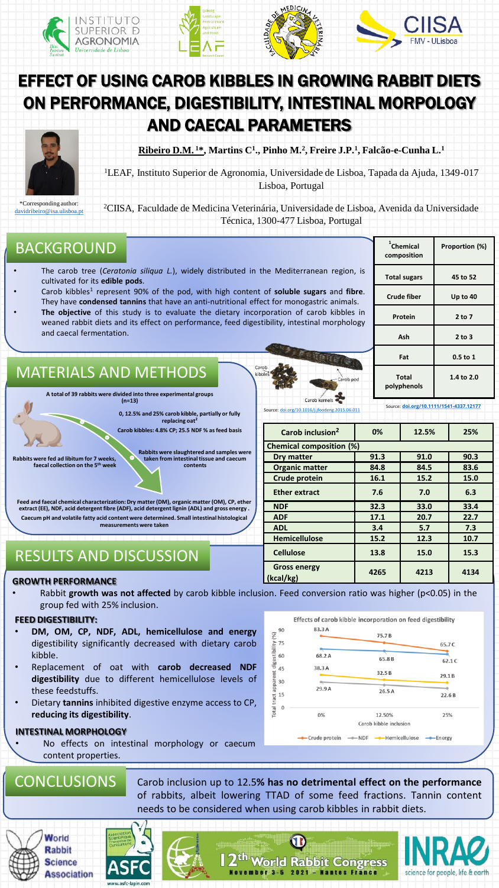# EFFECT OF USING CAROB KIBBLES IN GROWING RABBIT DIETS ON PERFORMANCE, DIGESTIBILITY, INTESTINAL MORPHOLOGY AND CAECAL PARAMETERS

**Ribeiro D.M.[1]*, Martins C[1]., Pinho M.[2], Freire J.P.[1], Falcão-e-Cunha L.[1]**

[1]LEAF, Instituto Superior de Agronomia, Universidade de Lisboa, Tapada da Ajuda, 1349-017 Lisboa, Portugal

[2]CIISA, Faculdade de Medicina Veterinária, Universidade de Lisboa, Avenida da Universidade Técnica, 1300-477 Lisboa, Portugal

*Corresponding author: davidribeiro@isa.ulisboa.pt

## BACKGROUND

- The carob tree (*Ceratonia siliqua L.*), widely distributed in the Mediterranean region, is cultivated for its **edible pods**.
- Carob kibbles[1] represent 90% of the pod, with high content of **soluble sugars** and **fibre**. They have **condensed tannins** that have an anti-nutritional effect for monogastric animals.
- **The objective** of this study is to evaluate the dietary incorporation of carob kibbles in weaned rabbit diets and its effect on performance, feed digestibility, intestinal morphology and caecal fermentation.

| [1]Chemical composition | Proportion (%) |
|---|---|
| Total sugars | 45 to 52 |
| Crude fiber | Up to 40 |
| Protein | 2 to 7 |
| Ash | 2 to 3 |
| Fat | 0.5 to 1 |
| Total polyphenols | 1.4 to 2.0 |

Source: doi.org/10.1111/1541-4337.12177

Carob kibbles — Carob pod — Carob kernels

Source: doi.org/10.1016/j.jfoodeng.2015.06.011

## MATERIALS AND METHODS

A total of 39 rabbits were divided into three experimental groups (n=13)

0, 12.5% and 25% carob kibble, partially or fully replacing oat[2]

Carob kibbles: 4.8% CP; 25.5 NDF % as feed basis

Rabbits were fed ad libitum for 7 weeks, faecal collection on the 5th week

Rabbits were slaughtered and samples were taken from intestinal tissue and caecum contents

Feed and faecal chemical characterization: Dry matter (DM), organic matter (OM), CP, ether extract (EE), NDF, acid detergent fibre (ADF), acid detergent lignin (ADL) and gross energy.

Caecum pH and volatile fatty acid content were determined. Small intestinal histological measurements were taken

| Carob inclusion[2] | 0% | 12.5% | 25% |
|---|---|---|---|
| **Chemical composition (%)** | | | |
| Dry matter | 91.3 | 91.0 | 90.3 |
| Organic matter | 84.8 | 84.5 | 83.6 |
| Crude protein | 16.1 | 15.2 | 15.0 |
| Ether extract | 7.6 | 7.0 | 6.3 |
| NDF | 32.3 | 33.0 | 33.4 |
| ADF | 17.1 | 20.7 | 22.7 |
| ADL | 3.4 | 5.7 | 7.3 |
| Hemicellulose | 15.2 | 12.3 | 10.7 |
| Cellulose | 13.8 | 15.0 | 15.3 |
| Gross energy (kcal/kg) | 4265 | 4213 | 4134 |

## RESULTS AND DISCUSSION

### GROWTH PERFORMANCE

- Rabbit **growth was not affected** by carob kibble inclusion. Feed conversion ratio was higher ($p<0.05$) in the group fed with 25% inclusion.

### FEED DIGESTIBILITY:

- **DM, OM, CP, NDF, ADL, hemicellulose and energy** digestibility significantly decreased with dietary carob kibble.
- Replacement of oat with **carob decreased NDF digestibility** due to different hemicellulose levels of these feedstuffs.
- Dietary **tannins** inhibited digestive enzyme access to CP, **reducing its digestibility**.

Effects of carob kibble incorporation on feed digestibility

Total tract apparent digestibility (%)

90, 75, 60, 45, 30, 15, 0

83.3 A, 75.7 B, 65.7 C

68.2 A, 65.8 B, 62.1 C

38.3 A, 32.5 B, 29.1 B

29.9 A, 26.5 A, 22.6 B

0%, 12.50%, 25%

Carob kibble inclusion

Crude protein, NDF, Hemicellulose, Energy

### INTESTINAL MORPHOLOGY

- No effects on intestinal morphology or caecum content properties.

## CONCLUSIONS

Carob inclusion up to 12.5**% has no detrimental effect on the performance** of rabbits, albeit lowering TTAD of some feed fractions. Tannin content needs to be considered when using carob kibbles in rabbit diets.